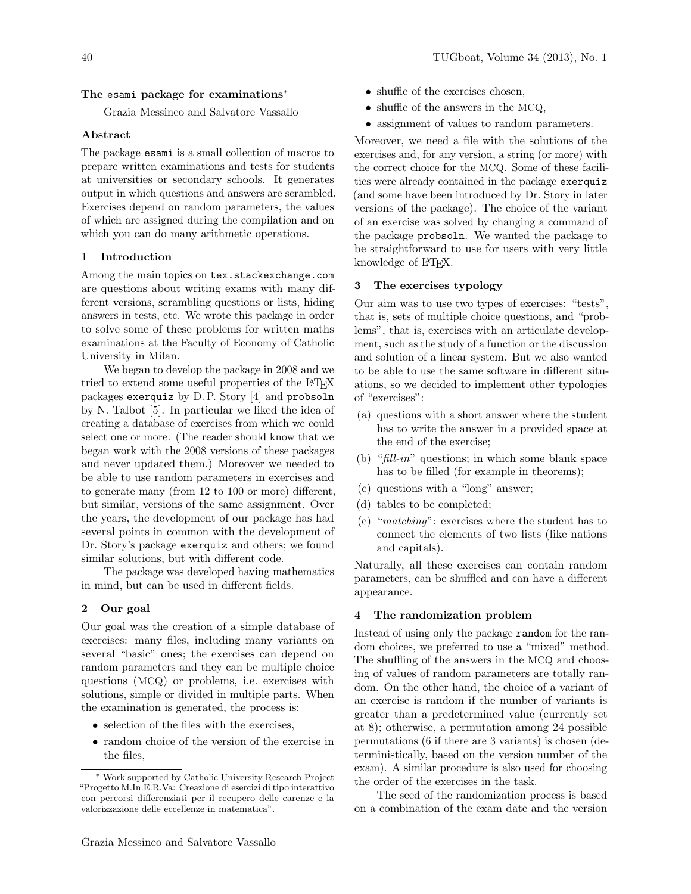# The esami package for examinations*

Grazia Messineo and Salvatore Vassallo

## Abstract

The package esami is a small collection of macros to prepare written examinations and tests for students at universities or secondary schools. It generates output in which questions and answers are scrambled. Exercises depend on random parameters, the values of which are assigned during the compilation and on which you can do many arithmetic operations.

## 1 Introduction

Among the main topics on tex.stackexchange.com are questions about writing exams with many different versions, scrambling questions or lists, hiding answers in tests, etc. We wrote this package in order to solve some of these problems for written maths examinations at the Faculty of Economy of Catholic University in Milan.

We began to develop the package in 2008 and we tried to extend some useful properties of the LaTeX packages exerquiz by D. P. Story [4] and probsoln by N. Talbot [5]. In particular we liked the idea of creating a database of exercises from which we could select one or more. (The reader should know that we began work with the 2008 versions of these packages and never updated them.) Moreover we needed to be able to use random parameters in exercises and to generate many (from 12 to 100 or more) different, but similar, versions of the same assignment. Over the years, the development of our package has had several points in common with the development of Dr. Story's package exerquiz and others; we found similar solutions, but with different code.

The package was developed having mathematics in mind, but can be used in different fields.

## 2 Our goal

Our goal was the creation of a simple database of exercises: many files, including many variants on several "basic" ones; the exercises can depend on random parameters and they can be multiple choice questions (MCQ) or problems, i.e. exercises with solutions, simple or divided in multiple parts. When the examination is generated, the process is:

- selection of the files with the exercises,
- random choice of the version of the exercise in the files,
- shuffle of the exercises chosen,
- shuffle of the answers in the MCQ,
- assignment of values to random parameters.

Moreover, we need a file with the solutions of the exercises and, for any version, a string (or more) with the correct choice for the MCQ. Some of these facilities were already contained in the package exerquiz (and some have been introduced by Dr. Story in later versions of the package). The choice of the variant of an exercise was solved by changing a command of the package probsoln. We wanted the package to be straightforward to use for users with very little knowledge of LaTeX.

## 3 The exercises typology

Our aim was to use two types of exercises: "tests", that is, sets of multiple choice questions, and "problems", that is, exercises with an articulate development, such as the study of a function or the discussion and solution of a linear system. But we also wanted to be able to use the same software in different situations, so we decided to implement other typologies of "exercises":

(a) questions with a short answer where the student has to write the answer in a provided space at the end of the exercise;

(b) "*fill-in*" questions; in which some blank space has to be filled (for example in theorems);

(c) questions with a "long" answer;

(d) tables to be completed;

(e) "*matching*": exercises where the student has to connect the elements of two lists (like nations and capitals).

Naturally, all these exercises can contain random parameters, can be shuffled and can have a different appearance.

## 4 The randomization problem

Instead of using only the package random for the random choices, we preferred to use a "mixed" method. The shuffling of the answers in the MCQ and choosing of values of random parameters are totally random. On the other hand, the choice of a variant of an exercise is random if the number of variants is greater than a predetermined value (currently set at 8); otherwise, a permutation among 24 possible permutations (6 if there are 3 variants) is chosen (deterministically, based on the version number of the exam). A similar procedure is also used for choosing the order of the exercises in the task.

The seed of the randomization process is based on a combination of the exam date and the version

* Work supported by Catholic University Research Project "Progetto M.In.E.R.Va: Creazione di esercizi di tipo interattivo con percorsi differenziati per il recupero delle carenze e la valorizzazione delle eccellenze in matematica".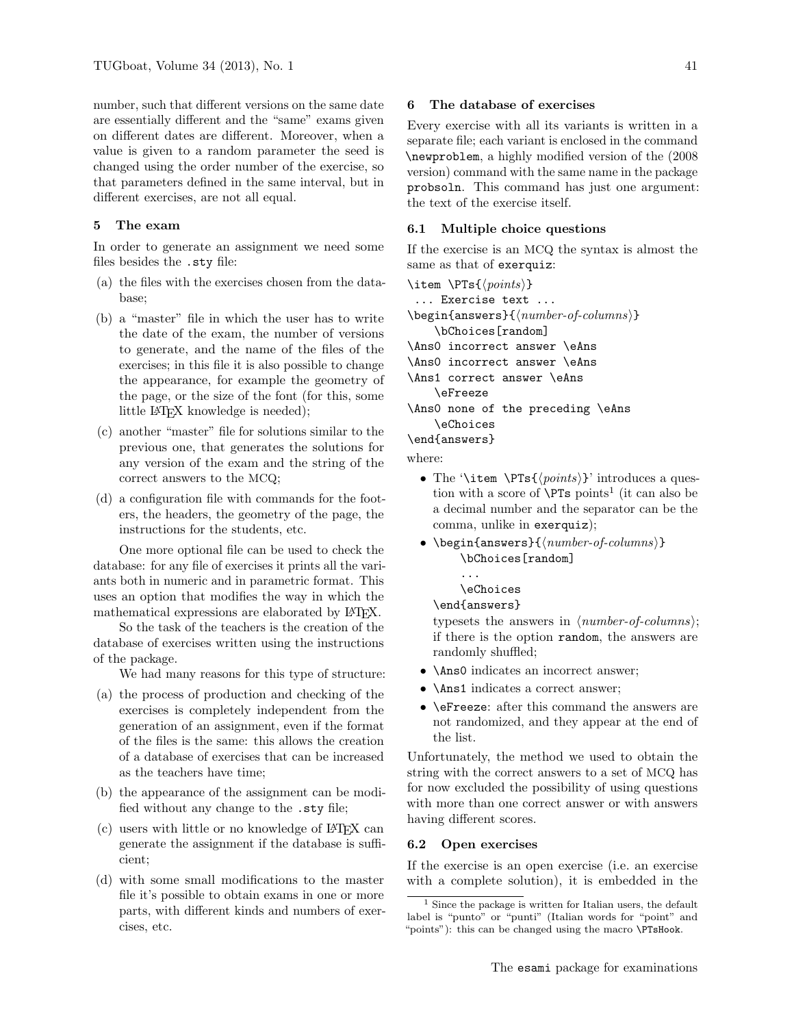number, such that different versions on the same date are essentially different and the "same" exams given on different dates are different. Moreover, when a value is given to a random parameter the seed is changed using the order number of the exercise, so that parameters defined in the same interval, but in different exercises, are not all equal.

## 5 The exam

In order to generate an assignment we need some files besides the `.sty` file:

(a) the files with the exercises chosen from the database;

(b) a "master" file in which the user has to write the date of the exam, the number of versions to generate, and the name of the files of the exercises; in this file it is also possible to change the appearance, for example the geometry of the page, or the size of the font (for this, some little LaTeX knowledge is needed);

(c) another "master" file for solutions similar to the previous one, that generates the solutions for any version of the exam and the string of the correct answers to the MCQ;

(d) a configuration file with commands for the footers, the headers, the geometry of the page, the instructions for the students, etc.

One more optional file can be used to check the database: for any file of exercises it prints all the variants both in numeric and in parametric format. This uses an option that modifies the way in which the mathematical expressions are elaborated by LaTeX.

So the task of the teachers is the creation of the database of exercises written using the instructions of the package.

We had many reasons for this type of structure:

(a) the process of production and checking of the exercises is completely independent from the generation of an assignment, even if the format of the files is the same: this allows the creation of a database of exercises that can be increased as the teachers have time;

(b) the appearance of the assignment can be modified without any change to the `.sty` file;

(c) users with little or no knowledge of LaTeX can generate the assignment if the database is sufficient;

(d) with some small modifications to the master file it's possible to obtain exams in one or more parts, with different kinds and numbers of exercises, etc.

## 6 The database of exercises

Every exercise with all its variants is written in a separate file; each variant is enclosed in the command `\newproblem`, a highly modified version of the (2008 version) command with the same name in the package `probsoln`. This command has just one argument: the text of the exercise itself.

### 6.1 Multiple choice questions

If the exercise is an MCQ the syntax is almost the same as that of `exerquiz`:

```
\item \PTs{⟨points⟩}
 ... Exercise text ...
\begin{answers}{⟨number-of-columns⟩}
    \bChoices[random]
\Ans0 incorrect answer \eAns
\Ans0 incorrect answer \eAns
\Ans1 correct answer \eAns
    \eFreeze
\Ans0 none of the preceding \eAns
    \eChoices
\end{answers}
```

where:

- The '`\item \PTs{⟨points⟩}`' introduces a question with a score of `\PTs` points[1] (it can also be a decimal number and the separator can be the comma, unlike in `exerquiz`);
- ```
  \begin{answers}{⟨number-of-columns⟩}
      \bChoices[random]
      ...
      \eChoices
  \end{answers}
  ```
  typesets the answers in ⟨*number-of-columns*⟩; if there is the option `random`, the answers are randomly shuffled;
- `\Ans0` indicates an incorrect answer;
- `\Ans1` indicates a correct answer;
- `\eFreeze`: after this command the answers are not randomized, and they appear at the end of the list.

Unfortunately, the method we used to obtain the string with the correct answers to a set of MCQ has for now excluded the possibility of using questions with more than one correct answer or with answers having different scores.

### 6.2 Open exercises

If the exercise is an open exercise (i.e. an exercise with a complete solution), it is embedded in the

---

[1] Since the package is written for Italian users, the default label is "punto" or "punti" (Italian words for "point" and "points"): this can be changed using the macro `\PTsHook`.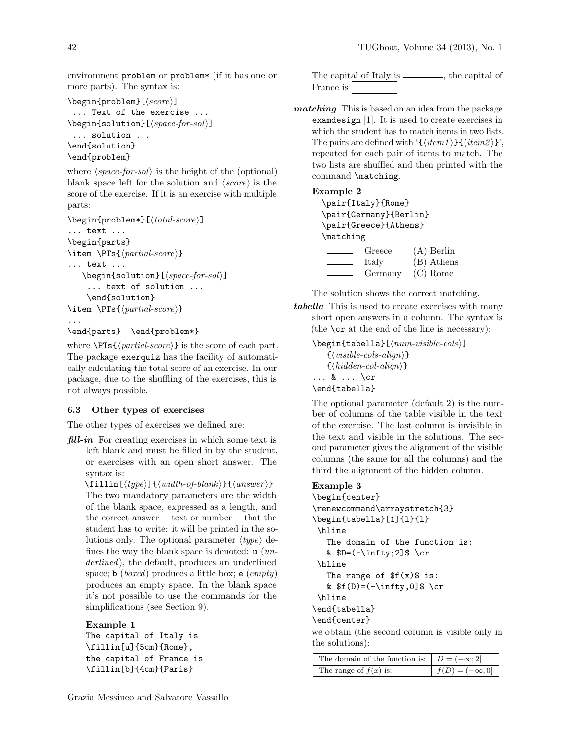environment problem or problem* (if it has one or more parts). The syntax is:

```
\begin{problem}[⟨score⟩]
 ... Text of the exercise ...
\begin{solution}[⟨space-for-sol⟩]
 ... solution ...
\end{solution}
\end{problem}
```

where ⟨*space-for-sol*⟩ is the height of the (optional) blank space left for the solution and ⟨*score*⟩ is the score of the exercise. If it is an exercise with multiple parts:

```
\begin{problem*}[⟨total-score⟩]
... text ...
\begin{parts}
\item \PTs{⟨partial-score⟩}
... text ...
   \begin{solution}[⟨space-for-sol⟩]
    ... text of solution ...
    \end{solution}
\item \PTs{⟨partial-score⟩}
...
\end{parts}  \end{problem*}
```

where `\PTs{⟨partial-score⟩}` is the score of each part. The package exerquiz has the facility of automatically calculating the total score of an exercise. In our package, due to the shuffling of the exercises, this is not always possible.

### 6.3 Other types of exercises

The other types of exercises we defined are:

***fill-in*** For creating exercises in which some text is left blank and must be filled in by the student, or exercises with an open short answer. The syntax is:

`\fillin[⟨type⟩]{⟨width-of-blank⟩}{⟨answer⟩}`

The two mandatory parameters are the width of the blank space, expressed as a length, and the correct answer — text or number — that the student has to write: it will be printed in the solutions only. The optional parameter ⟨*type*⟩ defines the way the blank space is denoted: u (*underlined*), the default, produces an underlined space; b (*boxed*) produces a little box; e (*empty*) produces an empty space. In the blank space it's not possible to use the commands for the simplifications (see Section 9).

**Example 1**

```
The capital of Italy is
\fillin[u]{5cm}{Rome},
the capital of France is
\fillin[b]{4cm}{Paris}
```

The capital of Italy is ________, the capital of France is [        ]

***matching*** This is based on an idea from the package examdesign [1]. It is used to create exercises in which the student has to match items in two lists. The pairs are defined with '{⟨*item1*⟩}{⟨*item2*⟩}', repeated for each pair of items to match. The two lists are shuffled and then printed with the command `\matching`.

**Example 2**

```
\pair{Italy}{Rome}
\pair{Germany}{Berlin}
\pair{Greece}{Athens}
\matching
```

| | | |
|---|---|---|
| ______ | Greece | (A) Berlin |
| ______ | Italy | (B) Athens |
| ______ | Germany | (C) Rome |

The solution shows the correct matching.

***tabella*** This is used to create exercises with many short open answers in a column. The syntax is (the `\cr` at the end of the line is necessary):

```
\begin{tabella}[⟨num-visible-cols⟩]
    {⟨visible-cols-align⟩}
    {⟨hidden-col-align⟩}
... & ... \cr
\end{tabella}
```

The optional parameter (default 2) is the number of columns of the table visible in the text of the exercise. The last column is invisible in the text and visible in the solutions. The second parameter gives the alignment of the visible columns (the same for all the columns) and the third the alignment of the hidden column.

**Example 3**

```
\begin{center}
\renewcommand\arraystretch{3}
\begin{tabella}[1]{l}{l}
 \hline
   The domain of the function is:
   & $D=(-\infty;2]$ \cr
 \hline
   The range of $f(x)$ is:
   & $f(D)=(-\infty,0]$ \cr
 \hline
\end{tabella}
\end{center}
```

we obtain (the second column is visible only in the solutions):

| | |
|---|---|
| The domain of the function is: | $D = (-\infty; 2]$ |
| The range of $f(x)$ is: | $f(D) = (-\infty, 0]$ |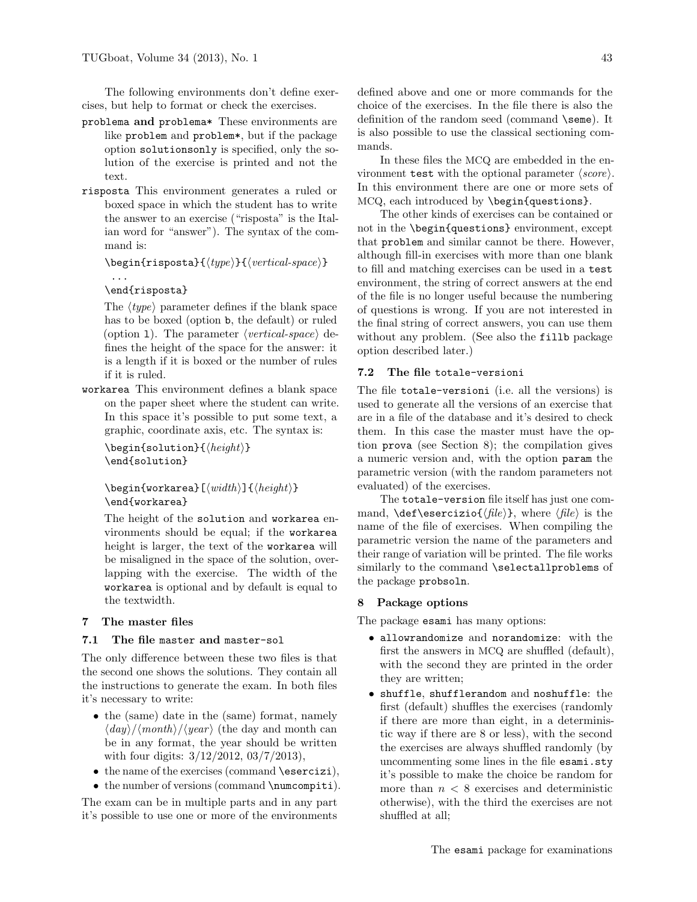The following environments don't define exercises, but help to format or check the exercises.

- `problema` **and** `problema*` These environments are like `problem` and `problem*`, but if the package option `solutionsonly` is specified, only the solution of the exercise is printed and not the text.
- `risposta` This environment generates a ruled or boxed space in which the student has to write the answer to an exercise ("risposta" is the Italian word for "answer"). The syntax of the command is:

  ```
  \begin{risposta}{⟨type⟩}{⟨vertical-space⟩}
    ...
  \end{risposta}
  ```

  The ⟨*type*⟩ parameter defines if the blank space has to be boxed (option `b`, the default) or ruled (option `l`). The parameter ⟨*vertical-space*⟩ defines the height of the space for the answer: it is a length if it is boxed or the number of rules if it is ruled.
- `workarea` This environment defines a blank space on the paper sheet where the student can write. In this space it's possible to put some text, a graphic, coordinate axis, etc. The syntax is:

  ```
  \begin{solution}{⟨height⟩}
  \end{solution}

  \begin{workarea}[⟨width⟩]{⟨height⟩}
  \end{workarea}
  ```

  The height of the `solution` and `workarea` environments should be equal; if the `workarea` height is larger, the text of the `workarea` will be misaligned in the space of the solution, overlapping with the exercise. The width of the `workarea` is optional and by default is equal to the textwidth.

## 7 The master files

### 7.1 The file `master` and `master-sol`

The only difference between these two files is that the second one shows the solutions. They contain all the instructions to generate the exam. In both files it's necessary to write:

- the (same) date in the (same) format, namely ⟨*day*⟩/⟨*month*⟩/⟨*year*⟩ (the day and month can be in any format, the year should be written with four digits: 3/12/2012, 03/7/2013),
- the name of the exercises (command `\esercizi`),
- the number of versions (command `\numcompiti`).

The exam can be in multiple parts and in any part it's possible to use one or more of the environments defined above and one or more commands for the choice of the exercises. In the file there is also the definition of the random seed (command `\seme`). It is also possible to use the classical sectioning commands.

In these files the MCQ are embedded in the environment `test` with the optional parameter ⟨*score*⟩. In this environment there are one or more sets of MCQ, each introduced by `\begin{questions}`.

The other kinds of exercises can be contained or not in the `\begin{questions}` environment, except that `problem` and similar cannot be there. However, although fill-in exercises with more than one blank to fill and matching exercises can be used in a `test` environment, the string of correct answers at the end of the file is no longer useful because the numbering of questions is wrong. If you are not interested in the final string of correct answers, you can use them without any problem. (See also the `fillb` package option described later.)

### 7.2 The file `totale-versioni`

The file `totale-versioni` (i.e. all the versions) is used to generate all the versions of an exercise that are in a file of the database and it's desired to check them. In this case the master must have the option `prova` (see Section 8); the compilation gives a numeric version and, with the option `param` the parametric version (with the random parameters not evaluated) of the exercises.

The `totale-version` file itself has just one command, `\def\esercizio{⟨file⟩}`, where ⟨*file*⟩ is the name of the file of exercises. When compiling the parametric version the name of the parameters and their range of variation will be printed. The file works similarly to the command `\selectallproblems` of the package `probsoln`.

## 8 Package options

The package `esami` has many options:

- `allowrandomize` and `norandomize`: with the first the answers in MCQ are shuffled (default), with the second they are printed in the order they are written;
- `shuffle`, `shufflerandom` and `noshuffle`: the first (default) shuffles the exercises (randomly if there are more than eight, in a deterministic way if there are 8 or less), with the second the exercises are always shuffled randomly (by uncommenting some lines in the file `esami.sty` it's possible to make the choice be random for more than $n < 8$ exercises and deterministic otherwise), with the third the exercises are not shuffled at all;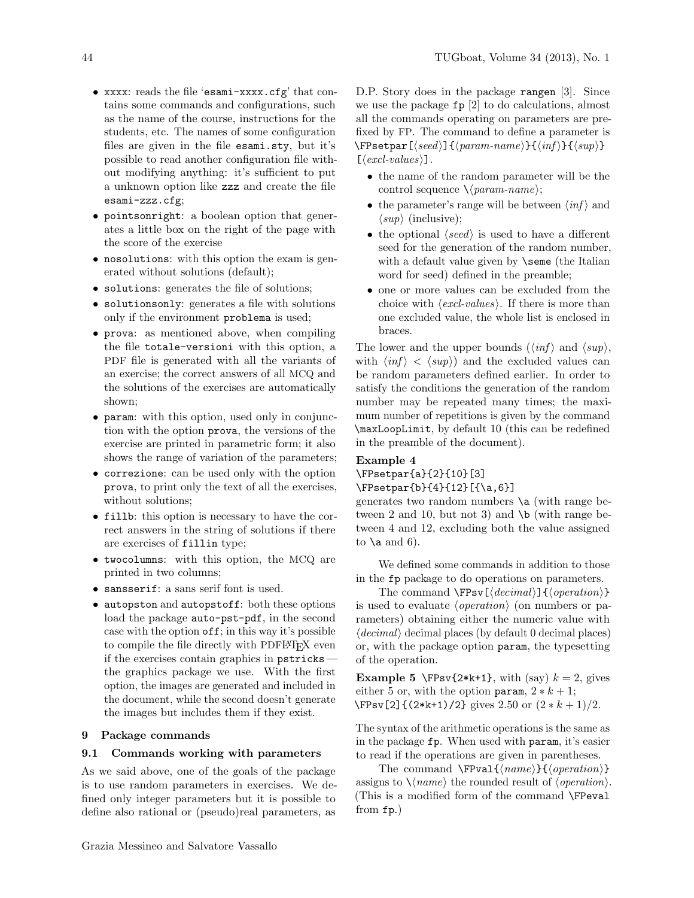- `xxxx`: reads the file '`esami-xxxx.cfg`' that contains some commands and configurations, such as the name of the course, instructions for the students, etc. The names of some configuration files are given in the file `esami.sty`, but it's possible to read another configuration file without modifying anything: it's sufficient to put a unknown option like `zzz` and create the file `esami-zzz.cfg`;
- `pointsonright`: a boolean option that generates a little box on the right of the page with the score of the exercise
- `nosolutions`: with this option the exam is generated without solutions (default);
- `solutions`: generates the file of solutions;
- `solutionsonly`: generates a file with solutions only if the environment `problema` is used;
- `prova`: as mentioned above, when compiling the file `totale-versioni` with this option, a PDF file is generated with all the variants of an exercise; the correct answers of all MCQ and the solutions of the exercises are automatically shown;
- `param`: with this option, used only in conjunction with the option `prova`, the versions of the exercise are printed in parametric form; it also shows the range of variation of the parameters;
- `correzione`: can be used only with the option `prova`, to print only the text of all the exercises, without solutions;
- `fillb`: this option is necessary to have the correct answers in the string of solutions if there are exercises of `fillin` type;
- `twocolumns`: with this option, the MCQ are printed in two columns;
- `sansserif`: a sans serif font is used.
- `autopston` and `autopstoff`: both these options load the package `auto-pst-pdf`, in the second case with the option `off`; in this way it's possible to compile the file directly with PDFLaTeX even if the exercises contain graphics in `pstricks` — the graphics package we use. With the first option, the images are generated and included in the document, while the second doesn't generate the images but includes them if they exist.

## 9 Package commands

### 9.1 Commands working with parameters

As we said above, one of the goals of the package is to use random parameters in exercises. We defined only integer parameters but it is possible to define also rational or (pseudo)real parameters, as D.P. Story does in the package `rangen` [3]. Since we use the package `fp` [2] to do calculations, almost all the commands operating on parameters are prefixed by FP. The command to define a parameter is `\FPsetpar[`⟨*seed*⟩`]{`⟨*param-name*⟩`}{`⟨*inf*⟩`}{`⟨*sup*⟩`}[`⟨*excl-values*⟩`]`.

- the name of the random parameter will be the control sequence `\`⟨*param-name*⟩;
- the parameter's range will be between ⟨*inf*⟩ and ⟨*sup*⟩ (inclusive);
- the optional ⟨*seed*⟩ is used to have a different seed for the generation of the random number, with a default value given by `\seme` (the Italian word for seed) defined in the preamble;
- one or more values can be excluded from the choice with ⟨*excl-values*⟩. If there is more than one excluded value, the whole list is enclosed in braces.

The lower and the upper bounds (⟨*inf*⟩ and ⟨*sup*⟩, with ⟨*inf*⟩ < ⟨*sup*⟩) and the excluded values can be random parameters defined earlier. In order to satisfy the conditions the generation of the random number may be repeated many times; the maximum number of repetitions is given by the command `\maxLoopLimit`, by default 10 (this can be redefined in the preamble of the document).

**Example 4**

```
\FPsetpar{a}{2}{10}[3]
\FPsetpar{b}{4}{12}[{\a,6}]
```

generates two random numbers `\a` (with range between 2 and 10, but not 3) and `\b` (with range between 4 and 12, excluding both the value assigned to `\a` and 6).

We defined some commands in addition to those in the `fp` package to do operations on parameters.

The command `\FPsv[`⟨*decimal*⟩`]{`⟨*operation*⟩`}` is used to evaluate ⟨*operation*⟩ (on numbers or parameters) obtaining either the numeric value with ⟨*decimal*⟩ decimal places (by default 0 decimal places) or, with the package option `param`, the typesetting of the operation.

**Example 5** `\FPsv{2*k+1}`, with (say) $k = 2$, gives either 5 or, with the option `param`, $2 * k + 1$; `\FPsv[2]{(2*k+1)/2}` gives 2.50 or $(2 * k + 1)/2$.

The syntax of the arithmetic operations is the same as in the package `fp`. When used with `param`, it's easier to read if the operations are given in parentheses.

The command `\FPval{`⟨*name*⟩`}{`⟨*operation*⟩`}` assigns to `\`⟨*name*⟩ the rounded result of ⟨*operation*⟩. (This is a modified form of the command `\FPeval` from `fp`.)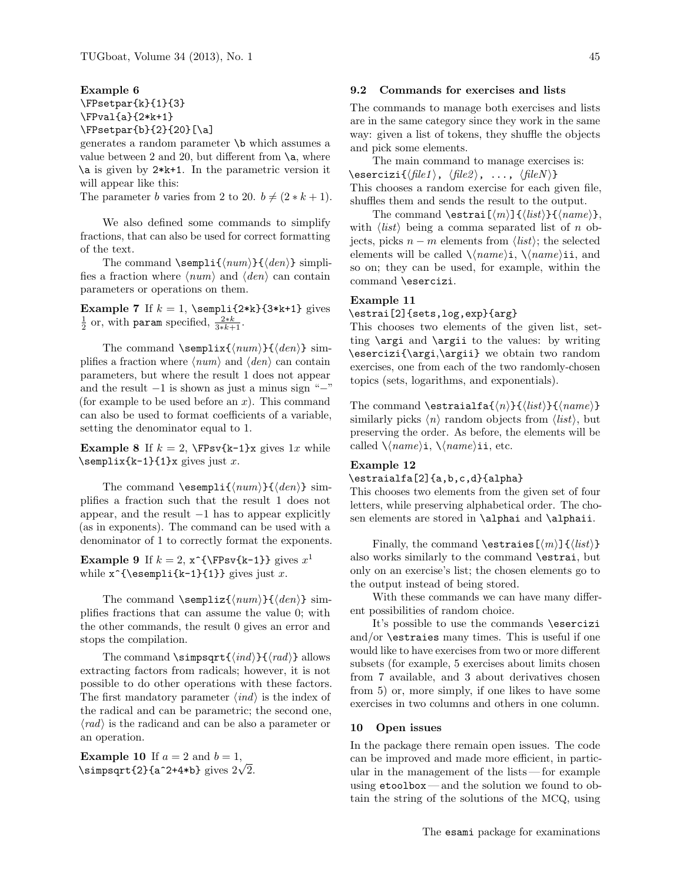**Example 6**
`\FPsetpar{k}{1}{3}`
`\FPval{a}{2*k+1}`
`\FPsetpar{b}{2}{20}[\a]`
generates a random parameter `\b` which assumes a value between 2 and 20, but different from `\a`, where `\a` is given by `2*k+1`. In the parametric version it will appear like this:
The parameter $b$ varies from 2 to 20. $b \neq (2 * k + 1)$.

We also defined some commands to simplify fractions, that can also be used for correct formatting of the text.

The command `\sempli{`⟨*num*⟩`}{`⟨*den*⟩`}` simplifies a fraction where ⟨*num*⟩ and ⟨*den*⟩ can contain parameters or operations on them.

**Example 7** If $k = 1$, `\sempli{2*k}{3*k+1}` gives $\frac{1}{2}$ or, with `param` specified, $\frac{2*k}{3*k+1}$.

The command `\semplix{`⟨*num*⟩`}{`⟨*den*⟩`}` simplifies a fraction where ⟨*num*⟩ and ⟨*den*⟩ can contain parameters, but where the result 1 does not appear and the result $-1$ is shown as just a minus sign "$-$" (for example to be used before an $x$). This command can also be used to format coefficients of a variable, setting the denominator equal to 1.

**Example 8** If $k = 2$, `\FPsv{k-1}x` gives $1x$ while `\semplix{k-1}{1}x` gives just $x$.

The command `\esempli{`⟨*num*⟩`}{`⟨*den*⟩`}` simplifies a fraction such that the result 1 does not appear, and the result $-1$ has to appear explicitly (as in exponents). The command can be used with a denominator of 1 to correctly format the exponents.

**Example 9** If $k = 2$, `x^{\FPsv{k-1}}` gives $x^1$ while `x^{\esempli{k-1}{1}}` gives just $x$.

The command `\sempliz{`⟨*num*⟩`}{`⟨*den*⟩`}` simplifies fractions that can assume the value 0; with the other commands, the result 0 gives an error and stops the compilation.

The command `\simpsqrt{`⟨*ind*⟩`}{`⟨*rad*⟩`}` allows extracting factors from radicals; however, it is not possible to do other operations with these factors. The first mandatory parameter ⟨*ind*⟩ is the index of the radical and can be parametric; the second one, ⟨*rad*⟩ is the radicand and can be also a parameter or an operation.

**Example 10** If $a = 2$ and $b = 1$, `\simpsqrt{2}{a^2+4*b}` gives $2\sqrt{2}$.

### 9.2 Commands for exercises and lists

The commands to manage both exercises and lists are in the same category since they work in the same way: given a list of tokens, they shuffle the objects and pick some elements.

The main command to manage exercises is:
`\esercizi{`⟨*file1*⟩`,` ⟨*file2*⟩`, ...,` ⟨*fileN*⟩`}`
This chooses a random exercise for each given file, shuffles them and sends the result to the output.

The command `\estrai[`⟨*m*⟩`]{`⟨*list*⟩`}{`⟨*name*⟩`}`, with ⟨*list*⟩ being a comma separated list of $n$ objects, picks $n - m$ elements from ⟨*list*⟩; the selected elements will be called `\`⟨*name*⟩`i`, `\`⟨*name*⟩`ii`, and so on; they can be used, for example, within the command `\esercizi`.

**Example 11**
`\estrai[2]{sets,log,exp}{arg}`
This chooses two elements of the given list, setting `\argi` and `\argii` to the values: by writing `\esercizi{\argi,\argii}` we obtain two random exercises, one from each of the two randomly-chosen topics (sets, logarithms, and exponentials).

The command `\estraialfa{`⟨*n*⟩`}{`⟨*list*⟩`}{`⟨*name*⟩`}` similarly picks ⟨*n*⟩ random objects from ⟨*list*⟩, but preserving the order. As before, the elements will be called `\`⟨*name*⟩`i`, `\`⟨*name*⟩`ii`, etc.

**Example 12**
`\estraialfa[2]{a,b,c,d}{alpha}`
This chooses two elements from the given set of four letters, while preserving alphabetical order. The chosen elements are stored in `\alphai` and `\alphaii`.

Finally, the command `\estraies[`⟨*m*⟩`]{`⟨*list*⟩`}` also works similarly to the command `\estrai`, but only on an exercise's list; the chosen elements go to the output instead of being stored.

With these commands we can have many different possibilities of random choice.

It's possible to use the commands `\esercizi` and/or `\estraies` many times. This is useful if one would like to have exercises from two or more different subsets (for example, 5 exercises about limits chosen from 7 available, and 3 about derivatives chosen from 5) or, more simply, if one likes to have some exercises in two columns and others in one column.

## 10 Open issues

In the package there remain open issues. The code can be improved and made more efficient, in particular in the management of the lists — for example using `etoolbox` — and the solution we found to obtain the string of the solutions of the MCQ, using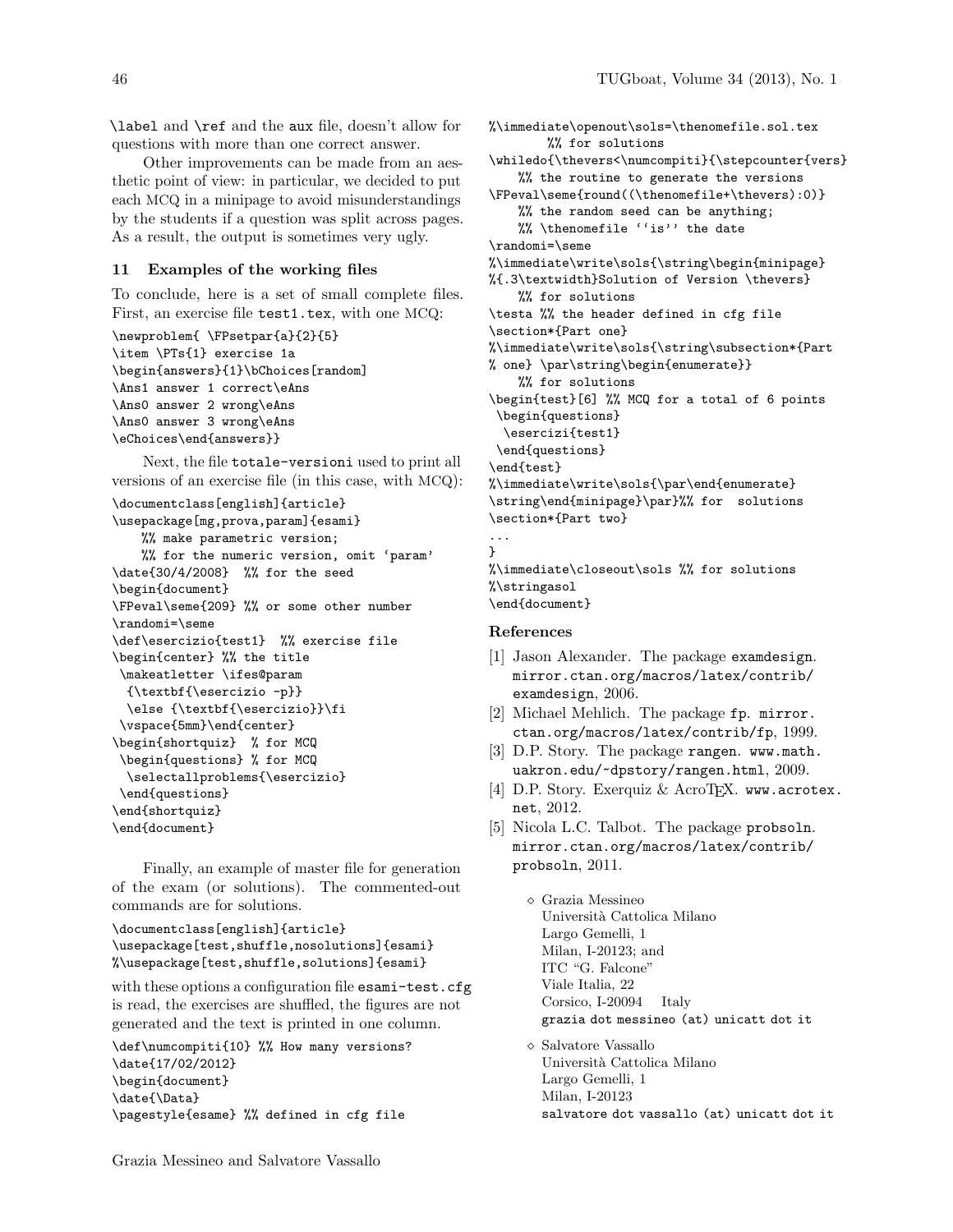\label and \ref and the aux file, doesn't allow for questions with more than one correct answer.

Other improvements can be made from an aesthetic point of view: in particular, we decided to put each MCQ in a minipage to avoid misunderstandings by the students if a question was split across pages. As a result, the output is sometimes very ugly.

## 11 Examples of the working files

To conclude, here is a set of small complete files. First, an exercise file test1.tex, with one MCQ:

```
\newproblem{ \FPsetpar{a}{2}{5}
\item \PTs{1} exercise 1a
\begin{answers}{1}\bChoices[random]
\Ans1 answer 1 correct\eAns
\Ans0 answer 2 wrong\eAns
\Ans0 answer 3 wrong\eAns
\eChoices\end{answers}}
```

Next, the file totale-versioni used to print all versions of an exercise file (in this case, with MCQ):

```
\documentclass[english]{article}
\usepackage[mg,prova,param]{esami}
    %% make parametric version;
    %% for the numeric version, omit 'param'
\date{30/4/2008}  %% for the seed
\begin{document}
\FPeval\seme{209} %% or some other number
\randomi=\seme
\def\esercizio{test1}  %% exercise file
\begin{center} %% the title
 \makeatletter \ifes@param
  {\textbf{\esercizio -p}}
  \else {\textbf{\esercizio}}\fi
 \vspace{5mm}\end{center}
\begin{shortquiz}  % for MCQ
 \begin{questions} % for MCQ
  \selectallproblems{\esercizio}
 \end{questions}
\end{shortquiz}
\end{document}
```

Finally, an example of master file for generation of the exam (or solutions). The commented-out commands are for solutions.

```
\documentclass[english]{article}
\usepackage[test,shuffle,nosolutions]{esami}
%\usepackage[test,shuffle,solutions]{esami}
```

with these options a configuration file esami-test.cfg is read, the exercises are shuffled, the figures are not generated and the text is printed in one column.

```
\def\numcompiti{10} %% How many versions?
\date{17/02/2012}
\begin{document}
\date{\Data}
\pagestyle{esame} %% defined in cfg file
%\immediate\openout\sols=\thenomefile.sol.tex
        %% for solutions
\whiledo{\thevers<\numcompiti}{\stepcounter{vers}
    %% the routine to generate the versions
\FPeval\seme{round((\thenomefile+\thevers):0)}
    %% the random seed can be anything;
    %% \thenomefile ''is'' the date
\randomi=\seme
%\immediate\write\sols{\string\begin{minipage}
%{.3\textwidth}Solution of Version \thevers}
    %% for solutions
\testa %% the header defined in cfg file
\section*{Part one}
%\immediate\write\sols{\string\subsection*{Part
% one} \par\string\begin{enumerate}}
    %% for solutions
\begin{test}[6] %% MCQ for a total of 6 points
 \begin{questions}
  \esercizi{test1}
 \end{questions}
\end{test}
%\immediate\write\sols{\par\end{enumerate}
\string\end{minipage}\par}%% for  solutions
\section*{Part two}
...
}
%\immediate\closeout\sols %% for solutions
%\stringasol
\end{document}
```

## References

[1] Jason Alexander. The package examdesign. mirror.ctan.org/macros/latex/contrib/examdesign, 2006.

[2] Michael Mehlich. The package fp. mirror.ctan.org/macros/latex/contrib/fp, 1999.

[3] D.P. Story. The package rangen. www.math.uakron.edu/~dpstory/rangen.html, 2009.

[4] D.P. Story. Exerquiz & AcroTEX. www.acrotex.net, 2012.

[5] Nicola L.C. Talbot. The package probsoln. mirror.ctan.org/macros/latex/contrib/probsoln, 2011.

⋄ Grazia Messineo
Università Cattolica Milano
Largo Gemelli, 1
Milan, I-20123; and
ITC "G. Falcone"
Viale Italia, 22
Corsico, I-20094 Italy
grazia dot messineo (at) unicatt dot it

⋄ Salvatore Vassallo
Università Cattolica Milano
Largo Gemelli, 1
Milan, I-20123
salvatore dot vassallo (at) unicatt dot it